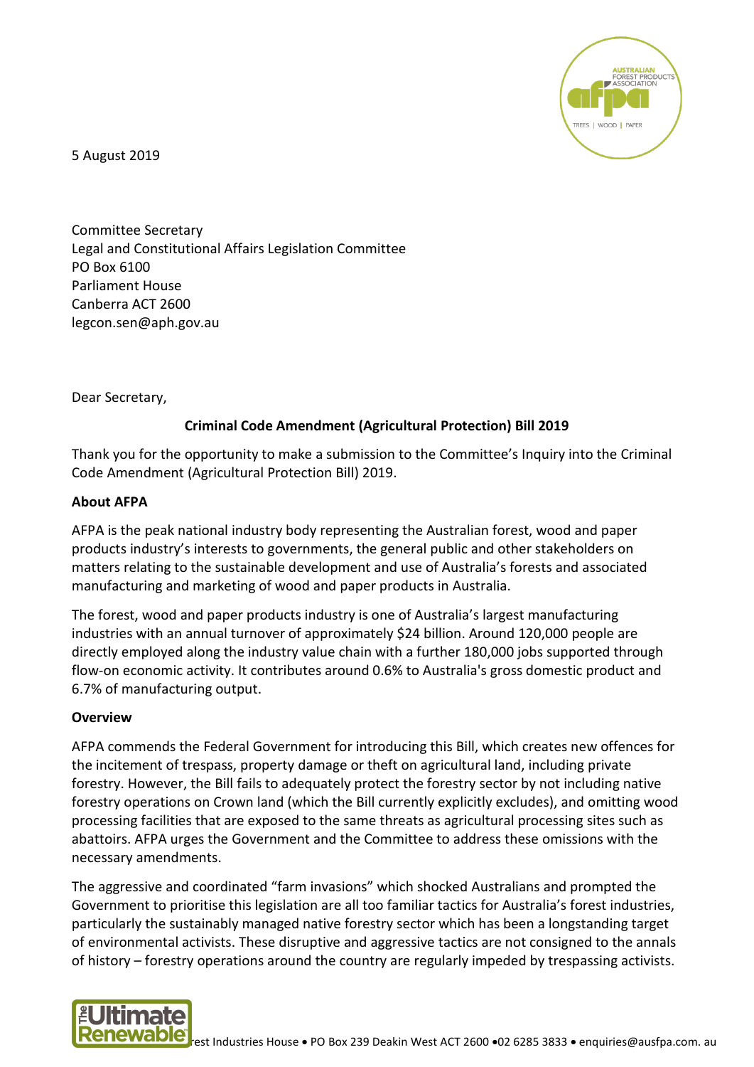5 August 2019

Committee Secretary
Legal and Constitutional Affairs Legislation Committee
PO Box 6100
Parliament House
Canberra ACT 2600
legcon.sen@aph.gov.au

Dear Secretary,

**Criminal Code Amendment (Agricultural Protection) Bill 2019**

Thank you for the opportunity to make a submission to the Committee's Inquiry into the Criminal Code Amendment (Agricultural Protection Bill) 2019.

**About AFPA**

AFPA is the peak national industry body representing the Australian forest, wood and paper products industry's interests to governments, the general public and other stakeholders on matters relating to the sustainable development and use of Australia's forests and associated manufacturing and marketing of wood and paper products in Australia.

The forest, wood and paper products industry is one of Australia's largest manufacturing industries with an annual turnover of approximately $24 billion. Around 120,000 people are directly employed along the industry value chain with a further 180,000 jobs supported through flow-on economic activity. It contributes around 0.6% to Australia's gross domestic product and 6.7% of manufacturing output.

**Overview**

AFPA commends the Federal Government for introducing this Bill, which creates new offences for the incitement of trespass, property damage or theft on agricultural land, including private forestry. However, the Bill fails to adequately protect the forestry sector by not including native forestry operations on Crown land (which the Bill currently explicitly excludes), and omitting wood processing facilities that are exposed to the same threats as agricultural processing sites such as abattoirs. AFPA urges the Government and the Committee to address these omissions with the necessary amendments.

The aggressive and coordinated "farm invasions" which shocked Australians and prompted the Government to prioritise this legislation are all too familiar tactics for Australia's forest industries, particularly the sustainably managed native forestry sector which has been a longstanding target of environmental activists. These disruptive and aggressive tactics are not consigned to the annals of history – forestry operations around the country are regularly impeded by trespassing activists.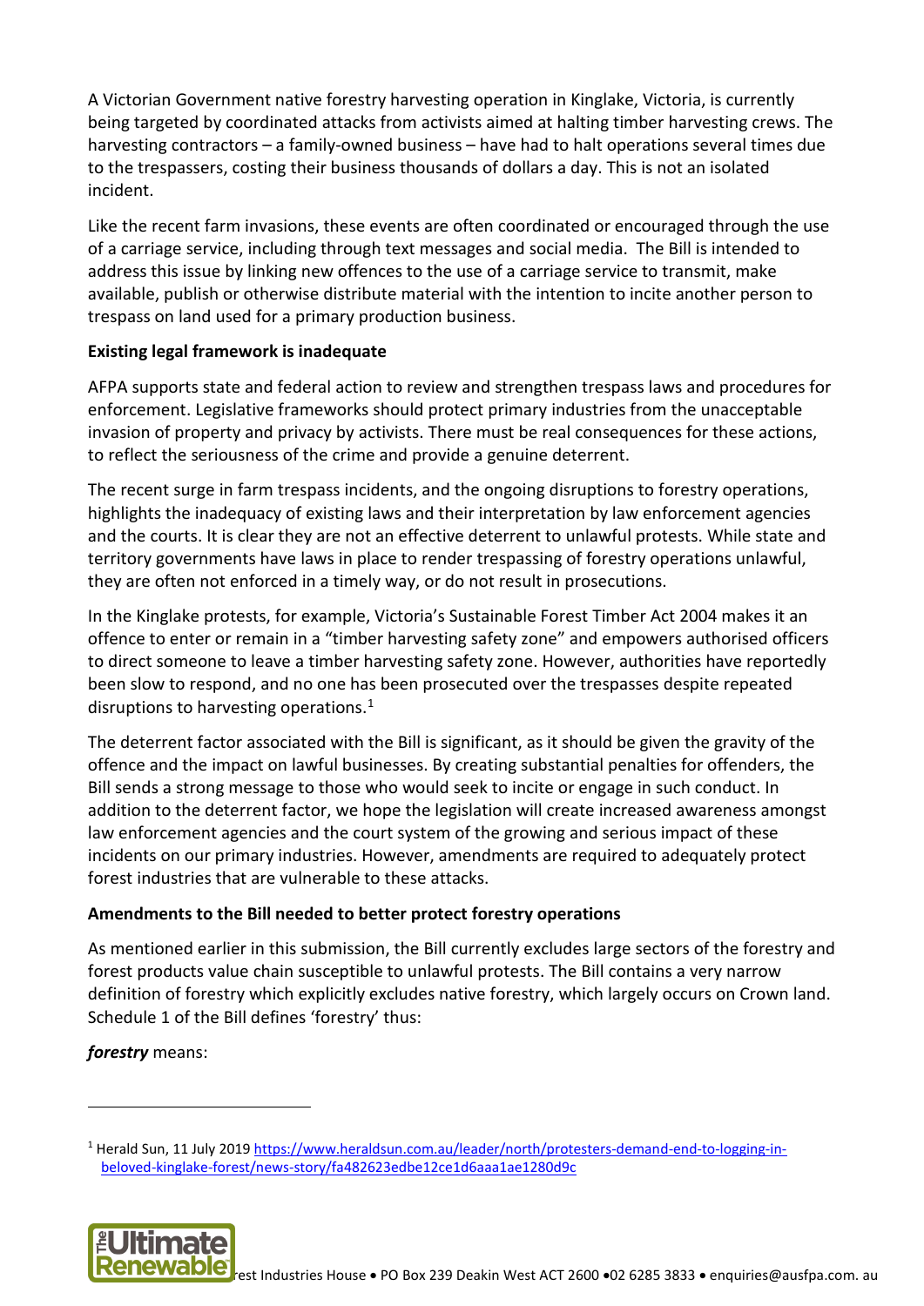A Victorian Government native forestry harvesting operation in Kinglake, Victoria, is currently being targeted by coordinated attacks from activists aimed at halting timber harvesting crews. The harvesting contractors – a family-owned business – have had to halt operations several times due to the trespassers, costing their business thousands of dollars a day. This is not an isolated incident.

Like the recent farm invasions, these events are often coordinated or encouraged through the use of a carriage service, including through text messages and social media. The Bill is intended to address this issue by linking new offences to the use of a carriage service to transmit, make available, publish or otherwise distribute material with the intention to incite another person to trespass on land used for a primary production business.

**Existing legal framework is inadequate**

AFPA supports state and federal action to review and strengthen trespass laws and procedures for enforcement. Legislative frameworks should protect primary industries from the unacceptable invasion of property and privacy by activists. There must be real consequences for these actions, to reflect the seriousness of the crime and provide a genuine deterrent.

The recent surge in farm trespass incidents, and the ongoing disruptions to forestry operations, highlights the inadequacy of existing laws and their interpretation by law enforcement agencies and the courts. It is clear they are not an effective deterrent to unlawful protests. While state and territory governments have laws in place to render trespassing of forestry operations unlawful, they are often not enforced in a timely way, or do not result in prosecutions.

In the Kinglake protests, for example, Victoria's Sustainable Forest Timber Act 2004 makes it an offence to enter or remain in a "timber harvesting safety zone" and empowers authorised officers to direct someone to leave a timber harvesting safety zone. However, authorities have reportedly been slow to respond, and no one has been prosecuted over the trespasses despite repeated disruptions to harvesting operations.[1]

The deterrent factor associated with the Bill is significant, as it should be given the gravity of the offence and the impact on lawful businesses. By creating substantial penalties for offenders, the Bill sends a strong message to those who would seek to incite or engage in such conduct. In addition to the deterrent factor, we hope the legislation will create increased awareness amongst law enforcement agencies and the court system of the growing and serious impact of these incidents on our primary industries. However, amendments are required to adequately protect forest industries that are vulnerable to these attacks.

**Amendments to the Bill needed to better protect forestry operations**

As mentioned earlier in this submission, the Bill currently excludes large sectors of the forestry and forest products value chain susceptible to unlawful protests. The Bill contains a very narrow definition of forestry which explicitly excludes native forestry, which largely occurs on Crown land. Schedule 1 of the Bill defines 'forestry' thus:

***forestry*** means:

---

[1] Herald Sun, 11 July 2019 https://www.heraldsun.com.au/leader/north/protesters-demand-end-to-logging-in-beloved-kinglake-forest/news-story/fa482623edbe12ce1d6aaa1ae1280d9c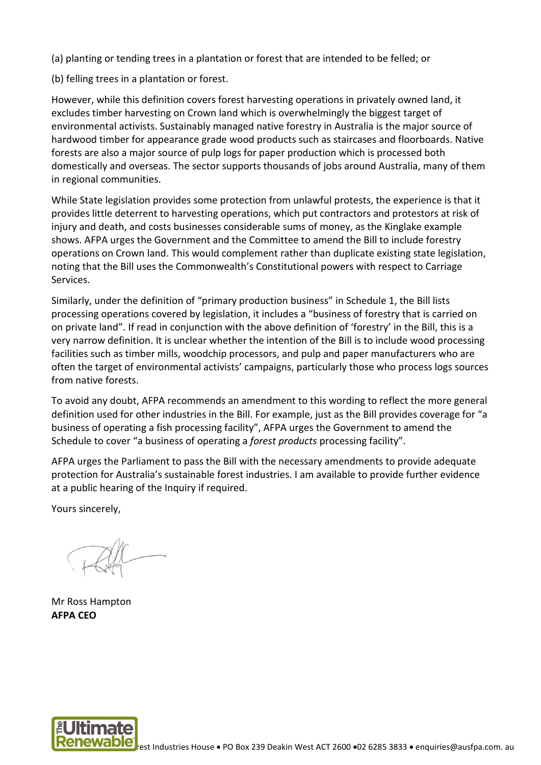(a) planting or tending trees in a plantation or forest that are intended to be felled; or

(b) felling trees in a plantation or forest.

However, while this definition covers forest harvesting operations in privately owned land, it excludes timber harvesting on Crown land which is overwhelmingly the biggest target of environmental activists. Sustainably managed native forestry in Australia is the major source of hardwood timber for appearance grade wood products such as staircases and floorboards. Native forests are also a major source of pulp logs for paper production which is processed both domestically and overseas. The sector supports thousands of jobs around Australia, many of them in regional communities.

While State legislation provides some protection from unlawful protests, the experience is that it provides little deterrent to harvesting operations, which put contractors and protestors at risk of injury and death, and costs businesses considerable sums of money, as the Kinglake example shows. AFPA urges the Government and the Committee to amend the Bill to include forestry operations on Crown land. This would complement rather than duplicate existing state legislation, noting that the Bill uses the Commonwealth's Constitutional powers with respect to Carriage Services.

Similarly, under the definition of "primary production business" in Schedule 1, the Bill lists processing operations covered by legislation, it includes a "business of forestry that is carried on on private land". If read in conjunction with the above definition of 'forestry' in the Bill, this is a very narrow definition. It is unclear whether the intention of the Bill is to include wood processing facilities such as timber mills, woodchip processors, and pulp and paper manufacturers who are often the target of environmental activists' campaigns, particularly those who process logs sources from native forests.

To avoid any doubt, AFPA recommends an amendment to this wording to reflect the more general definition used for other industries in the Bill. For example, just as the Bill provides coverage for "a business of operating a fish processing facility", AFPA urges the Government to amend the Schedule to cover "a business of operating a *forest products* processing facility".

AFPA urges the Parliament to pass the Bill with the necessary amendments to provide adequate protection for Australia's sustainable forest industries. I am available to provide further evidence at a public hearing of the Inquiry if required.

Yours sincerely,

Mr Ross Hampton
**AFPA CEO**

Forest Industries House • PO Box 239 Deakin West ACT 2600 • 02 6285 3833 • enquiries@ausfpa.com. au